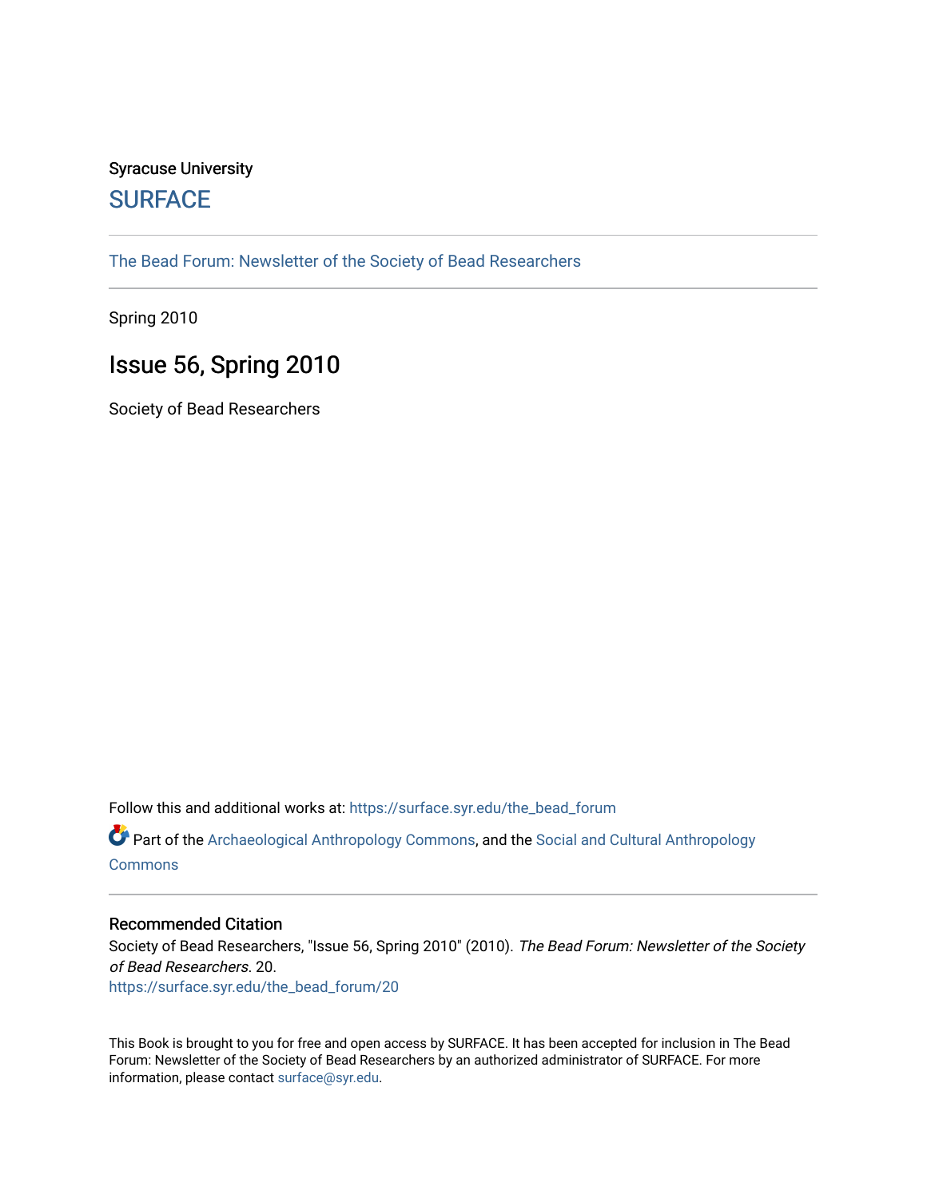Syracuse University

# SURFACE

The Bead Forum: Newsletter of the Society of Bead Researchers

Spring 2010

## Issue 56, Spring 2010

Society of Bead Researchers

Follow this and additional works at: https://surface.syr.edu/the_bead_forum

Part of the Archaeological Anthropology Commons, and the Social and Cultural Anthropology Commons

### Recommended Citation

Society of Bead Researchers, "Issue 56, Spring 2010" (2010). *The Bead Forum: Newsletter of the Society of Bead Researchers*. 20.
https://surface.syr.edu/the_bead_forum/20

This Book is brought to you for free and open access by SURFACE. It has been accepted for inclusion in The Bead Forum: Newsletter of the Society of Bead Researchers by an authorized administrator of SURFACE. For more information, please contact surface@syr.edu.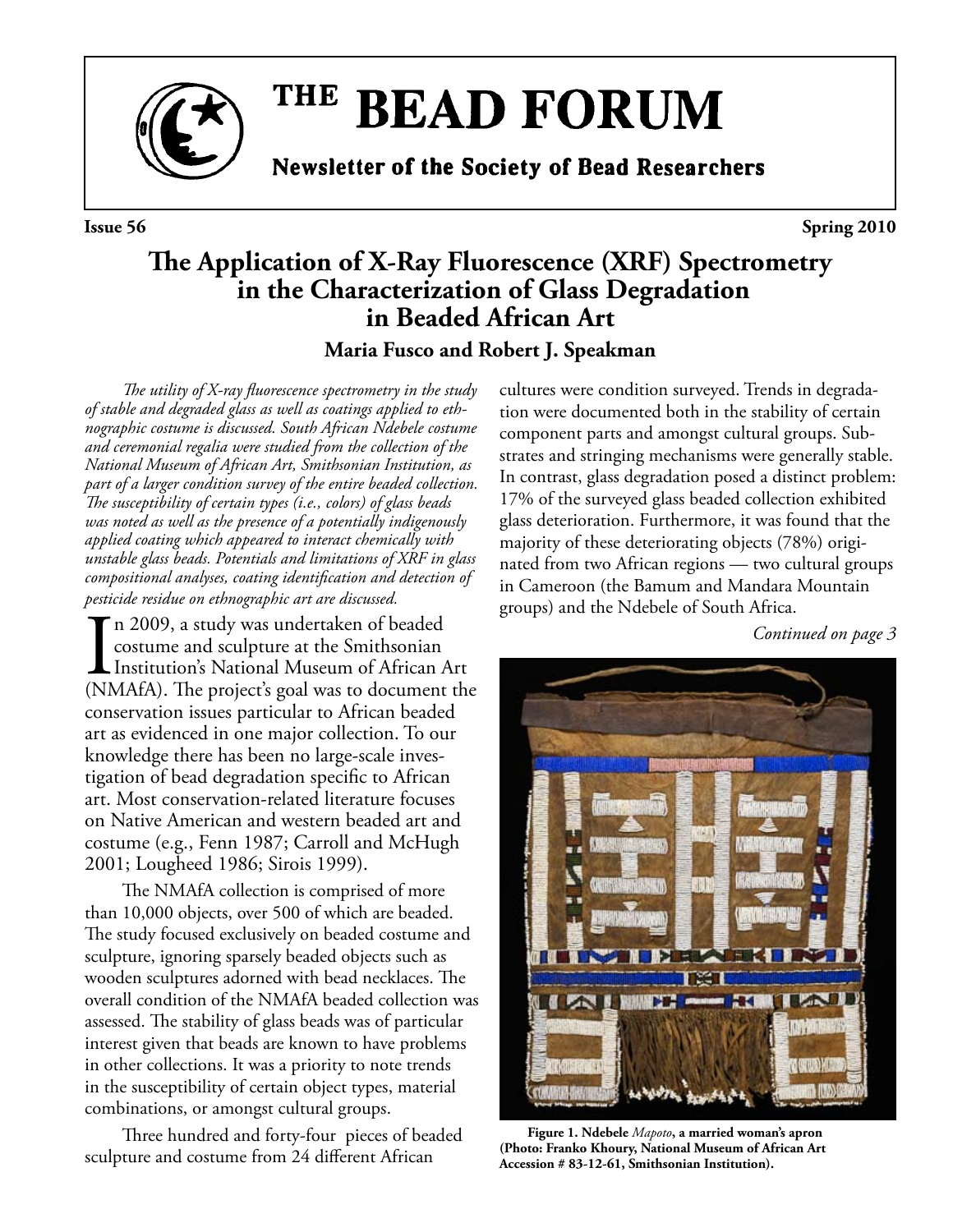# THE BEAD FORUM

**Newsletter of the Society of Bead Researchers**

**Issue 56** **Spring 2010**

## The Application of X-Ray Fluorescence (XRF) Spectrometry in the Characterization of Glass Degradation in Beaded African Art

**Maria Fusco and Robert J. Speakman**

*The utility of X-ray fluorescence spectrometry in the study of stable and degraded glass as well as coatings applied to ethnographic costume is discussed. South African Ndebele costume and ceremonial regalia were studied from the collection of the National Museum of African Art, Smithsonian Institution, as part of a larger condition survey of the entire beaded collection. The susceptibility of certain types (i.e., colors) of glass beads was noted as well as the presence of a potentially indigenously applied coating which appeared to interact chemically with unstable glass beads. Potentials and limitations of XRF in glass compositional analyses, coating identification and detection of pesticide residue on ethnographic art are discussed.*

In 2009, a study was undertaken of beaded costume and sculpture at the Smithsonian Institution's National Museum of African Art (NMAfA). The project's goal was to document the conservation issues particular to African beaded art as evidenced in one major collection. To our knowledge there has been no large-scale investigation of bead degradation specific to African art. Most conservation-related literature focuses on Native American and western beaded art and costume (e.g., Fenn 1987; Carroll and McHugh 2001; Lougheed 1986; Sirois 1999).

The NMAfA collection is comprised of more than 10,000 objects, over 500 of which are beaded. The study focused exclusively on beaded costume and sculpture, ignoring sparsely beaded objects such as wooden sculptures adorned with bead necklaces. The overall condition of the NMAfA beaded collection was assessed. The stability of glass beads was of particular interest given that beads are known to have problems in other collections. It was a priority to note trends in the susceptibility of certain object types, material combinations, or amongst cultural groups.

Three hundred and forty-four pieces of beaded sculpture and costume from 24 different African cultures were condition surveyed. Trends in degradation were documented both in the stability of certain component parts and amongst cultural groups. Substrates and stringing mechanisms were generally stable. In contrast, glass degradation posed a distinct problem: 17% of the surveyed glass beaded collection exhibited glass deterioration. Furthermore, it was found that the majority of these deteriorating objects (78%) originated from two African regions — two cultural groups in Cameroon (the Bamum and Mandara Mountain groups) and the Ndebele of South Africa.

*Continued on page 3*

**Figure 1. Ndebele *Mapoto*, a married woman's apron (Photo: Franko Khoury, National Museum of African Art Accession # 83-12-61, Smithsonian Institution).**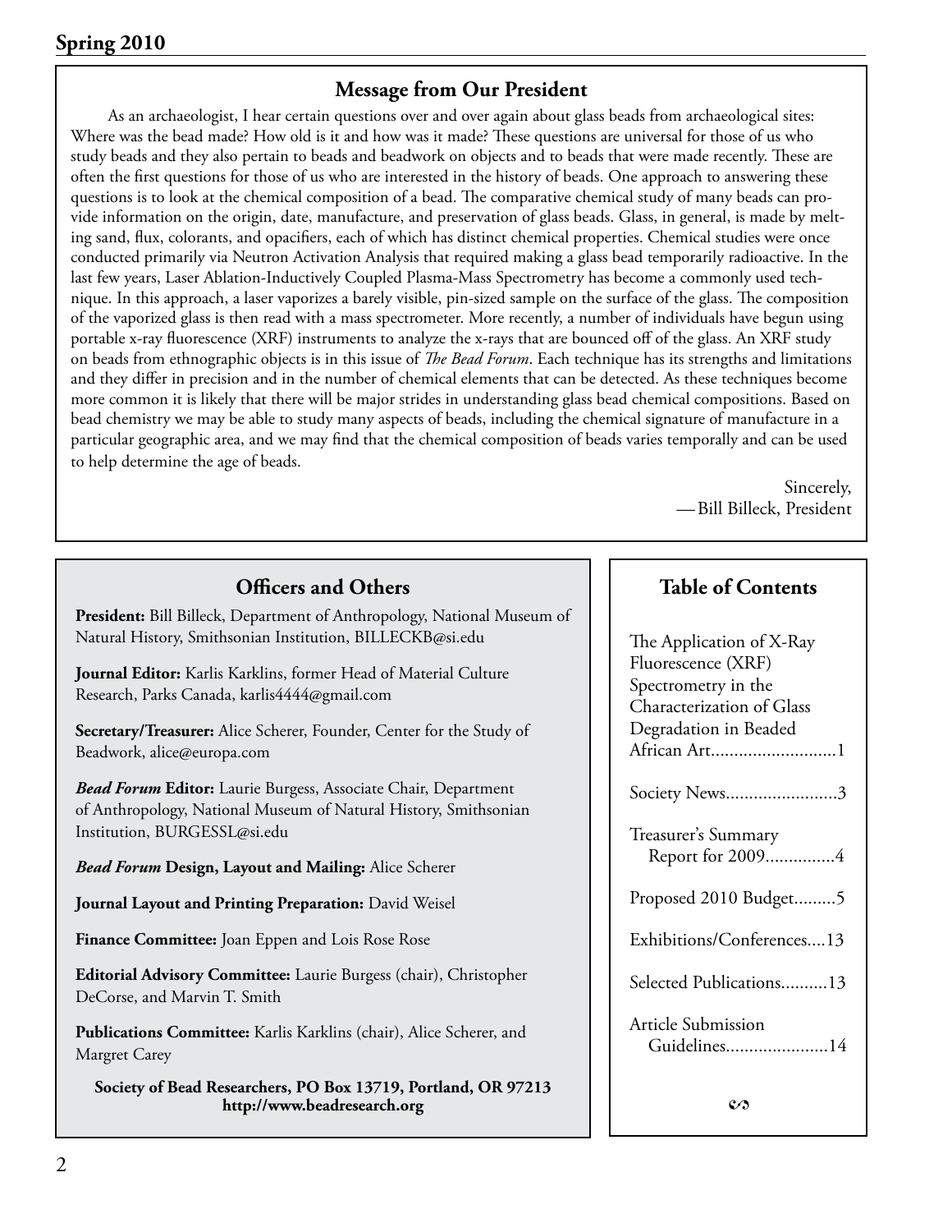## Message from Our President

As an archaeologist, I hear certain questions over and over again about glass beads from archaeological sites: Where was the bead made? How old is it and how was it made? These questions are universal for those of us who study beads and they also pertain to beads and beadwork on objects and to beads that were made recently. These are often the first questions for those of us who are interested in the history of beads. One approach to answering these questions is to look at the chemical composition of a bead. The comparative chemical study of many beads can provide information on the origin, date, manufacture, and preservation of glass beads. Glass, in general, is made by melting sand, flux, colorants, and opacifiers, each of which has distinct chemical properties. Chemical studies were once conducted primarily via Neutron Activation Analysis that required making a glass bead temporarily radioactive. In the last few years, Laser Ablation-Inductively Coupled Plasma-Mass Spectrometry has become a commonly used technique. In this approach, a laser vaporizes a barely visible, pin-sized sample on the surface of the glass. The composition of the vaporized glass is then read with a mass spectrometer. More recently, a number of individuals have begun using portable x-ray fluorescence (XRF) instruments to analyze the x-rays that are bounced off of the glass. An XRF study on beads from ethnographic objects is in this issue of *The Bead Forum*. Each technique has its strengths and limitations and they differ in precision and in the number of chemical elements that can be detected. As these techniques become more common it is likely that there will be major strides in understanding glass bead chemical compositions. Based on bead chemistry we may be able to study many aspects of beads, including the chemical signature of manufacture in a particular geographic area, and we may find that the chemical composition of beads varies temporally and can be used to help determine the age of beads.

Sincerely,
—Bill Billeck, President

## Officers and Others

**President:** Bill Billeck, Department of Anthropology, National Museum of Natural History, Smithsonian Institution, BILLECKB@si.edu

**Journal Editor:** Karlis Karklins, former Head of Material Culture Research, Parks Canada, karlis4444@gmail.com

**Secretary/Treasurer:** Alice Scherer, Founder, Center for the Study of Beadwork, alice@europa.com

***Bead Forum* Editor:** Laurie Burgess, Associate Chair, Department of Anthropology, National Museum of Natural History, Smithsonian Institution, BURGESSL@si.edu

***Bead Forum* Design, Layout and Mailing:** Alice Scherer

**Journal Layout and Printing Preparation:** David Weisel

**Finance Committee:** Joan Eppen and Lois Rose Rose

**Editorial Advisory Committee:** Laurie Burgess (chair), Christopher DeCorse, and Marvin T. Smith

**Publications Committee:** Karlis Karklins (chair), Alice Scherer, and Margret Carey

**Society of Bead Researchers, PO Box 13719, Portland, OR 97213**
**http://www.beadresearch.org**

## Table of Contents

The Application of X-Ray Fluorescence (XRF) Spectrometry in the Characterization of Glass Degradation in Beaded African Art..........1

Society News..........3

Treasurer's Summary Report for 2009..........4

Proposed 2010 Budget..........5

Exhibitions/Conferences....13

Selected Publications..........13

Article Submission Guidelines..........14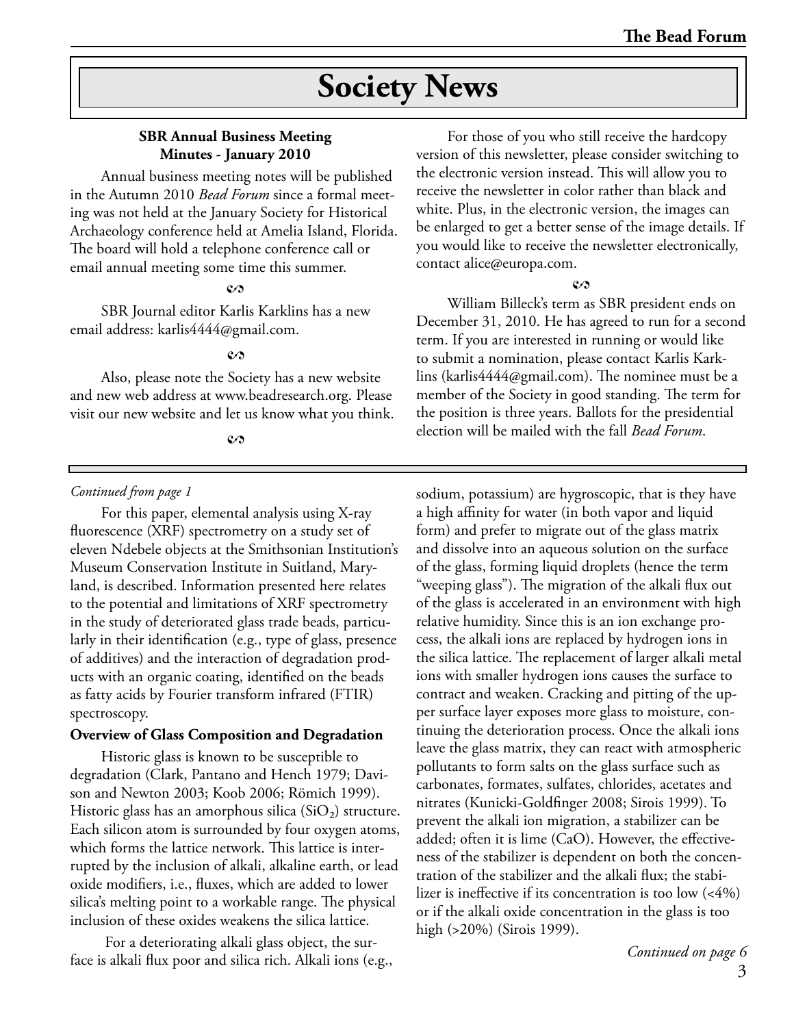# Society News

**SBR Annual Business Meeting**
**Minutes - January 2010**

Annual business meeting notes will be published in the Autumn 2010 *Bead Forum* since a formal meeting was not held at the January Society for Historical Archaeology conference held at Amelia Island, Florida. The board will hold a telephone conference call or email annual meeting some time this summer.

∽

SBR Journal editor Karlis Karklins has a new email address: karlis4444@gmail.com.

∽

Also, please note the Society has a new website and new web address at www.beadresearch.org. Please visit our new website and let us know what you think.

∽

For those of you who still receive the hardcopy version of this newsletter, please consider switching to the electronic version instead. This will allow you to receive the newsletter in color rather than black and white. Plus, in the electronic version, the images can be enlarged to get a better sense of the image details. If you would like to receive the newsletter electronically, contact alice@europa.com.

∽

William Billeck's term as SBR president ends on December 31, 2010. He has agreed to run for a second term. If you are interested in running or would like to submit a nomination, please contact Karlis Karklins (karlis4444@gmail.com). The nominee must be a member of the Society in good standing. The term for the position is three years. Ballots for the presidential election will be mailed with the fall *Bead Forum*.

---

*Continued from page 1*

For this paper, elemental analysis using X-ray fluorescence (XRF) spectrometry on a study set of eleven Ndebele objects at the Smithsonian Institution's Museum Conservation Institute in Suitland, Maryland, is described. Information presented here relates to the potential and limitations of XRF spectrometry in the study of deteriorated glass trade beads, particularly in their identification (e.g., type of glass, presence of additives) and the interaction of degradation products with an organic coating, identified on the beads as fatty acids by Fourier transform infrared (FTIR) spectroscopy.

**Overview of Glass Composition and Degradation**

Historic glass is known to be susceptible to degradation (Clark, Pantano and Hench 1979; Davison and Newton 2003; Koob 2006; Römich 1999). Historic glass has an amorphous silica ($SiO_2$) structure. Each silicon atom is surrounded by four oxygen atoms, which forms the lattice network. This lattice is interrupted by the inclusion of alkali, alkaline earth, or lead oxide modifiers, i.e., fluxes, which are added to lower silica's melting point to a workable range. The physical inclusion of these oxides weakens the silica lattice.

For a deteriorating alkali glass object, the surface is alkali flux poor and silica rich. Alkali ions (e.g., sodium, potassium) are hygroscopic, that is they have a high affinity for water (in both vapor and liquid form) and prefer to migrate out of the glass matrix and dissolve into an aqueous solution on the surface of the glass, forming liquid droplets (hence the term "weeping glass"). The migration of the alkali flux out of the glass is accelerated in an environment with high relative humidity. Since this is an ion exchange process, the alkali ions are replaced by hydrogen ions in the silica lattice. The replacement of larger alkali metal ions with smaller hydrogen ions causes the surface to contract and weaken. Cracking and pitting of the upper surface layer exposes more glass to moisture, continuing the deterioration process. Once the alkali ions leave the glass matrix, they can react with atmospheric pollutants to form salts on the glass surface such as carbonates, formates, sulfates, chlorides, acetates and nitrates (Kunicki-Goldfinger 2008; Sirois 1999). To prevent the alkali ion migration, a stabilizer can be added; often it is lime (CaO). However, the effectiveness of the stabilizer is dependent on both the concentration of the stabilizer and the alkali flux; the stabilizer is ineffective if its concentration is too low (<4%) or if the alkali oxide concentration in the glass is too high (>20%) (Sirois 1999).

*Continued on page 6*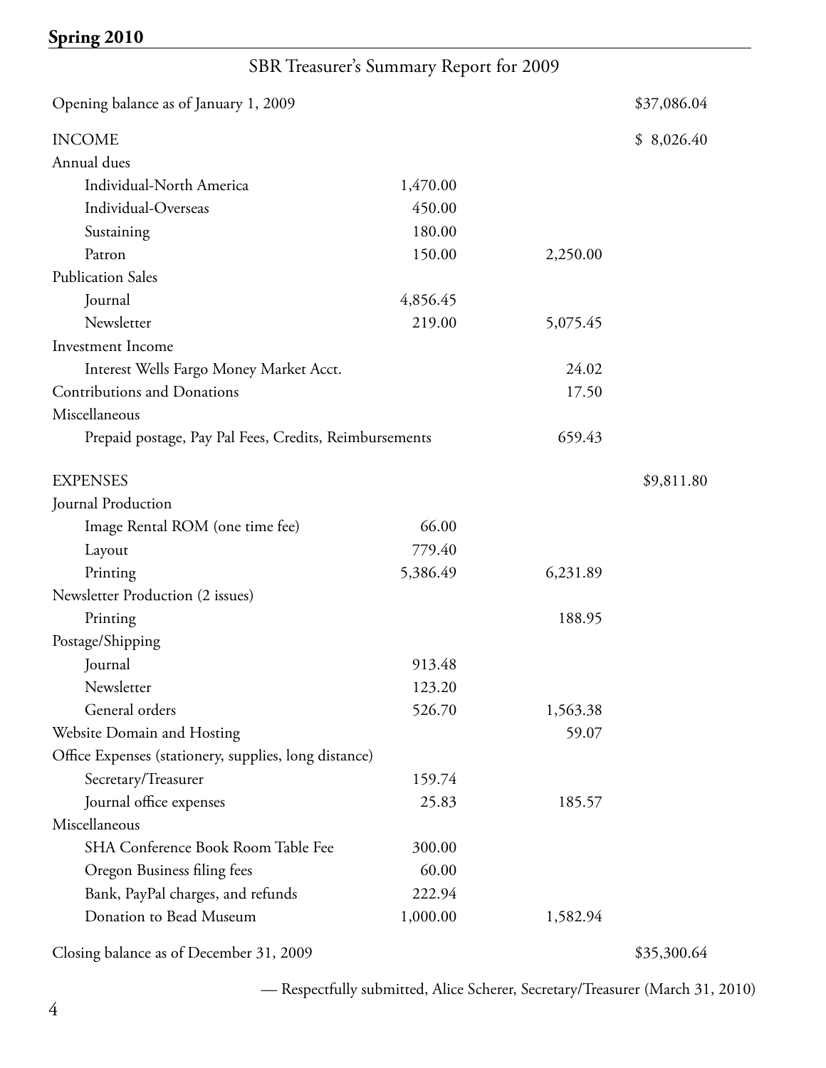## SBR Treasurer's Summary Report for 2009

| | | | |
|---|---|---|---|
| Opening balance as of January 1, 2009 | | | $37,086.04 |
| INCOME | | | $ 8,026.40 |
| Annual dues | | | |
| Individual-North America | 1,470.00 | | |
| Individual-Overseas | 450.00 | | |
| Sustaining | 180.00 | | |
| Patron | 150.00 | 2,250.00 | |
| Publication Sales | | | |
| Journal | 4,856.45 | | |
| Newsletter | 219.00 | 5,075.45 | |
| Investment Income | | | |
| Interest Wells Fargo Money Market Acct. | | 24.02 | |
| Contributions and Donations | | 17.50 | |
| Miscellaneous | | | |
| Prepaid postage, Pay Pal Fees, Credits, Reimbursements | | 659.43 | |
| EXPENSES | | | $9,811.80 |
| Journal Production | | | |
| Image Rental ROM (one time fee) | 66.00 | | |
| Layout | 779.40 | | |
| Printing | 5,386.49 | 6,231.89 | |
| Newsletter Production (2 issues) | | | |
| Printing | | 188.95 | |
| Postage/Shipping | | | |
| Journal | 913.48 | | |
| Newsletter | 123.20 | | |
| General orders | 526.70 | 1,563.38 | |
| Website Domain and Hosting | | 59.07 | |
| Office Expenses (stationery, supplies, long distance) | | | |
| Secretary/Treasurer | 159.74 | | |
| Journal office expenses | 25.83 | 185.57 | |
| Miscellaneous | | | |
| SHA Conference Book Room Table Fee | 300.00 | | |
| Oregon Business filing fees | 60.00 | | |
| Bank, PayPal charges, and refunds | 222.94 | | |
| Donation to Bead Museum | 1,000.00 | 1,582.94 | |
| Closing balance as of December 31, 2009 | | | $35,300.64 |

— Respectfully submitted, Alice Scherer, Secretary/Treasurer (March 31, 2010)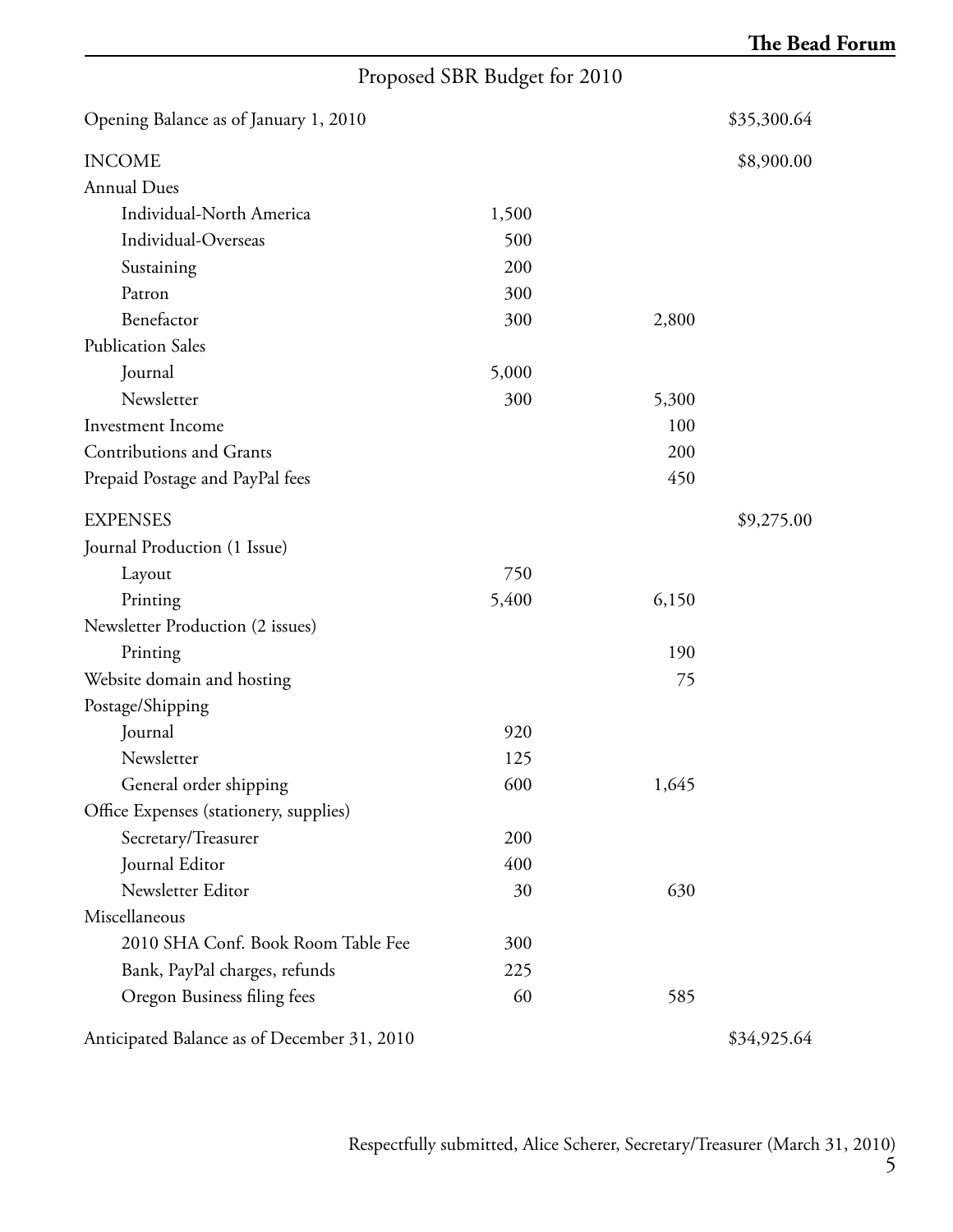## Proposed SBR Budget for 2010

| | | | |
|---|---|---|---|
| Opening Balance as of January 1, 2010 | | | $35,300.64 |
| INCOME | | | $8,900.00 |
| Annual Dues | | | |
| Individual-North America | 1,500 | | |
| Individual-Overseas | 500 | | |
| Sustaining | 200 | | |
| Patron | 300 | | |
| Benefactor | 300 | 2,800 | |
| Publication Sales | | | |
| Journal | 5,000 | | |
| Newsletter | 300 | 5,300 | |
| Investment Income | | 100 | |
| Contributions and Grants | | 200 | |
| Prepaid Postage and PayPal fees | | 450 | |
| EXPENSES | | | $9,275.00 |
| Journal Production (1 Issue) | | | |
| Layout | 750 | | |
| Printing | 5,400 | 6,150 | |
| Newsletter Production (2 issues) | | | |
| Printing | | 190 | |
| Website domain and hosting | | 75 | |
| Postage/Shipping | | | |
| Journal | 920 | | |
| Newsletter | 125 | | |
| General order shipping | 600 | 1,645 | |
| Office Expenses (stationery, supplies) | | | |
| Secretary/Treasurer | 200 | | |
| Journal Editor | 400 | | |
| Newsletter Editor | 30 | 630 | |
| Miscellaneous | | | |
| 2010 SHA Conf. Book Room Table Fee | 300 | | |
| Bank, PayPal charges, refunds | 225 | | |
| Oregon Business filing fees | 60 | 585 | |
| Anticipated Balance as of December 31, 2010 | | | $34,925.64 |

Respectfully submitted, Alice Scherer, Secretary/Treasurer (March 31, 2010)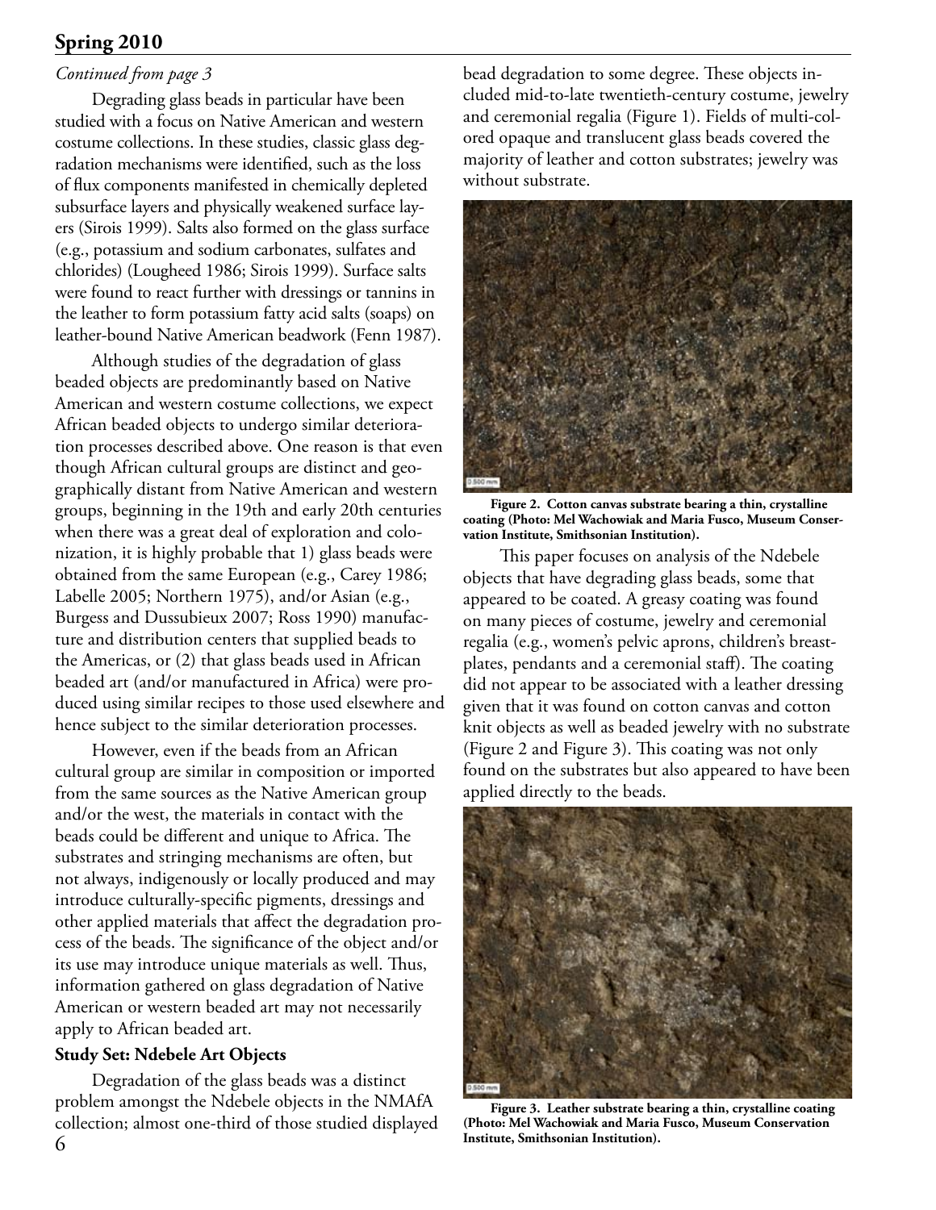*Continued from page 3*

Degrading glass beads in particular have been studied with a focus on Native American and western costume collections. In these studies, classic glass degradation mechanisms were identified, such as the loss of flux components manifested in chemically depleted subsurface layers and physically weakened surface layers (Sirois 1999). Salts also formed on the glass surface (e.g., potassium and sodium carbonates, sulfates and chlorides) (Lougheed 1986; Sirois 1999). Surface salts were found to react further with dressings or tannins in the leather to form potassium fatty acid salts (soaps) on leather-bound Native American beadwork (Fenn 1987).

Although studies of the degradation of glass beaded objects are predominantly based on Native American and western costume collections, we expect African beaded objects to undergo similar deterioration processes described above. One reason is that even though African cultural groups are distinct and geographically distant from Native American and western groups, beginning in the 19th and early 20th centuries when there was a great deal of exploration and colonization, it is highly probable that 1) glass beads were obtained from the same European (e.g., Carey 1986; Labelle 2005; Northern 1975), and/or Asian (e.g., Burgess and Dussubieux 2007; Ross 1990) manufacture and distribution centers that supplied beads to the Americas, or (2) that glass beads used in African beaded art (and/or manufactured in Africa) were produced using similar recipes to those used elsewhere and hence subject to the similar deterioration processes.

However, even if the beads from an African cultural group are similar in composition or imported from the same sources as the Native American group and/or the west, the materials in contact with the beads could be different and unique to Africa. The substrates and stringing mechanisms are often, but not always, indigenously or locally produced and may introduce culturally-specific pigments, dressings and other applied materials that affect the degradation process of the beads. The significance of the object and/or its use may introduce unique materials as well. Thus, information gathered on glass degradation of Native American or western beaded art may not necessarily apply to African beaded art.

### Study Set: Ndebele Art Objects

Degradation of the glass beads was a distinct problem amongst the Ndebele objects in the NMAfA collection; almost one-third of those studied displayed bead degradation to some degree. These objects included mid-to-late twentieth-century costume, jewelry and ceremonial regalia (Figure 1). Fields of multi-colored opaque and translucent glass beads covered the majority of leather and cotton substrates; jewelry was without substrate.

**Figure 2. Cotton canvas substrate bearing a thin, crystalline coating (Photo: Mel Wachowiak and Maria Fusco, Museum Conservation Institute, Smithsonian Institution).**

This paper focuses on analysis of the Ndebele objects that have degrading glass beads, some that appeared to be coated. A greasy coating was found on many pieces of costume, jewelry and ceremonial regalia (e.g., women's pelvic aprons, children's breastplates, pendants and a ceremonial staff). The coating did not appear to be associated with a leather dressing given that it was found on cotton canvas and cotton knit objects as well as beaded jewelry with no substrate (Figure 2 and Figure 3). This coating was not only found on the substrates but also appeared to have been applied directly to the beads.

**Figure 3. Leather substrate bearing a thin, crystalline coating (Photo: Mel Wachowiak and Maria Fusco, Museum Conservation Institute, Smithsonian Institution).**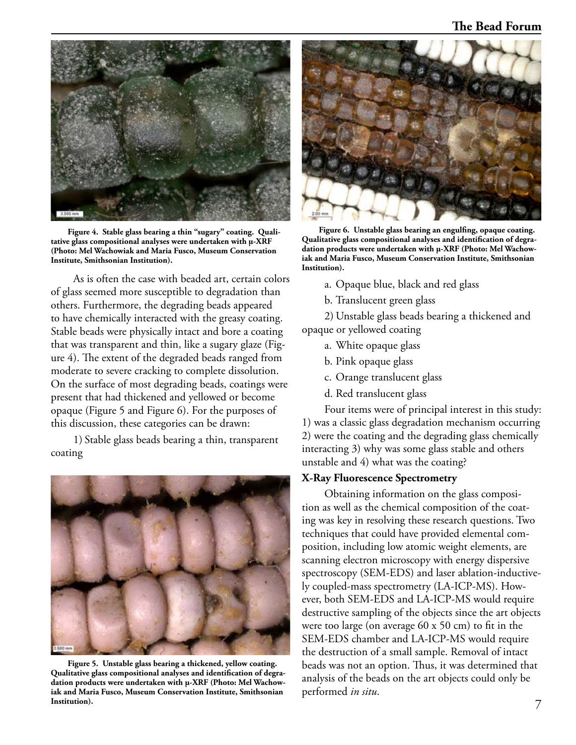Figure 4. Stable glass bearing a thin "sugary" coating. Qualitative glass compositional analyses were undertaken with µ-XRF (Photo: Mel Wachowiak and Maria Fusco, Museum Conservation Institute, Smithsonian Institution).

As is often the case with beaded art, certain colors of glass seemed more susceptible to degradation than others. Furthermore, the degrading beads appeared to have chemically interacted with the greasy coating. Stable beads were physically intact and bore a coating that was transparent and thin, like a sugary glaze (Figure 4). The extent of the degraded beads ranged from moderate to severe cracking to complete dissolution. On the surface of most degrading beads, coatings were present that had thickened and yellowed or become opaque (Figure 5 and Figure 6). For the purposes of this discussion, these categories can be drawn:

1) Stable glass beads bearing a thin, transparent coating

Figure 5. Unstable glass bearing a thickened, yellow coating. Qualitative glass compositional analyses and identification of degradation products were undertaken with µ-XRF (Photo: Mel Wachowiak and Maria Fusco, Museum Conservation Institute, Smithsonian Institution).

Figure 6. Unstable glass bearing an engulfing, opaque coating. Qualitative glass compositional analyses and identification of degradation products were undertaken with µ-XRF (Photo: Mel Wachowiak and Maria Fusco, Museum Conservation Institute, Smithsonian Institution).

a. Opaque blue, black and red glass

b. Translucent green glass

2) Unstable glass beads bearing a thickened and opaque or yellowed coating

a. White opaque glass

b. Pink opaque glass

c. Orange translucent glass

d. Red translucent glass

Four items were of principal interest in this study: 1) was a classic glass degradation mechanism occurring 2) were the coating and the degrading glass chemically interacting 3) why was some glass stable and others unstable and 4) what was the coating?

**X-Ray Fluorescence Spectrometry**

Obtaining information on the glass composition as well as the chemical composition of the coating was key in resolving these research questions. Two techniques that could have provided elemental composition, including low atomic weight elements, are scanning electron microscopy with energy dispersive spectroscopy (SEM-EDS) and laser ablation-inductively coupled-mass spectrometry (LA-ICP-MS). However, both SEM-EDS and LA-ICP-MS would require destructive sampling of the objects since the art objects were too large (on average 60 x 50 cm) to fit in the SEM-EDS chamber and LA-ICP-MS would require the destruction of a small sample. Removal of intact beads was not an option. Thus, it was determined that analysis of the beads on the art objects could only be performed *in situ*.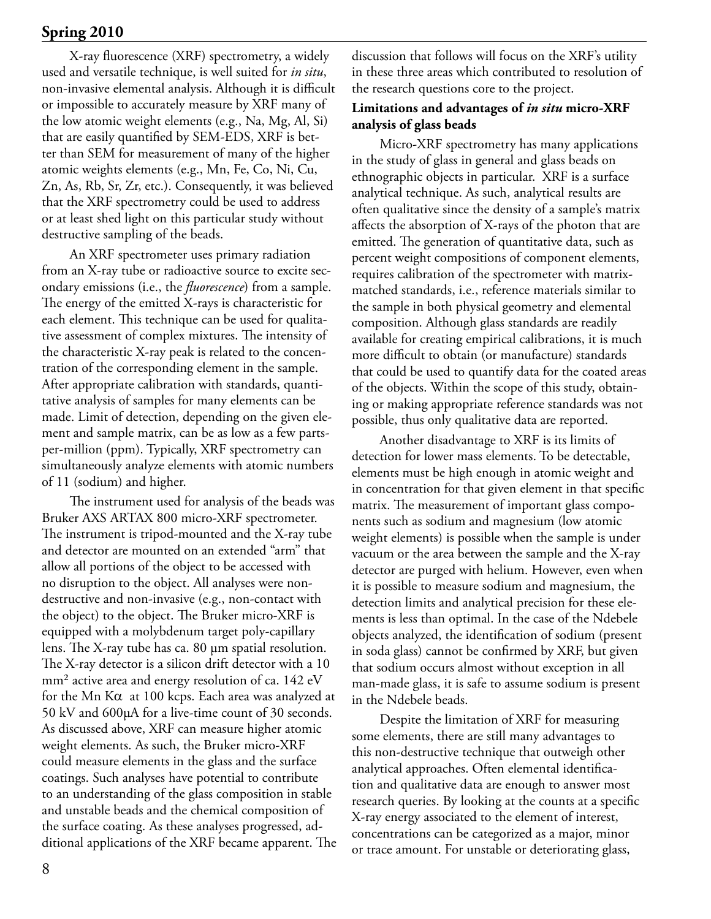X-ray fluorescence (XRF) spectrometry, a widely used and versatile technique, is well suited for *in situ*, non-invasive elemental analysis. Although it is difficult or impossible to accurately measure by XRF many of the low atomic weight elements (e.g., Na, Mg, Al, Si) that are easily quantified by SEM-EDS, XRF is better than SEM for measurement of many of the higher atomic weights elements (e.g., Mn, Fe, Co, Ni, Cu, Zn, As, Rb, Sr, Zr, etc.). Consequently, it was believed that the XRF spectrometry could be used to address or at least shed light on this particular study without destructive sampling of the beads.

An XRF spectrometer uses primary radiation from an X-ray tube or radioactive source to excite secondary emissions (i.e., the *fluorescence*) from a sample. The energy of the emitted X-rays is characteristic for each element. This technique can be used for qualitative assessment of complex mixtures. The intensity of the characteristic X-ray peak is related to the concentration of the corresponding element in the sample. After appropriate calibration with standards, quantitative analysis of samples for many elements can be made. Limit of detection, depending on the given element and sample matrix, can be as low as a few parts-per-million (ppm). Typically, XRF spectrometry can simultaneously analyze elements with atomic numbers of 11 (sodium) and higher.

The instrument used for analysis of the beads was Bruker AXS ARTAX 800 micro-XRF spectrometer. The instrument is tripod-mounted and the X-ray tube and detector are mounted on an extended "arm" that allow all portions of the object to be accessed with no disruption to the object. All analyses were non-destructive and non-invasive (e.g., non-contact with the object) to the object. The Bruker micro-XRF is equipped with a molybdenum target poly-capillary lens. The X-ray tube has ca. 80 µm spatial resolution. The X-ray detector is a silicon drift detector with a 10 mm² active area and energy resolution of ca. 142 eV for the Mn K$\alpha$ at 100 kcps. Each area was analyzed at 50 kV and 600µA for a live-time count of 30 seconds. As discussed above, XRF can measure higher atomic weight elements. As such, the Bruker micro-XRF could measure elements in the glass and the surface coatings. Such analyses have potential to contribute to an understanding of the glass composition in stable and unstable beads and the chemical composition of the surface coating. As these analyses progressed, additional applications of the XRF became apparent. The discussion that follows will focus on the XRF's utility in these three areas which contributed to resolution of the research questions core to the project.

**Limitations and advantages of *in situ* micro-XRF analysis of glass beads**

Micro-XRF spectrometry has many applications in the study of glass in general and glass beads on ethnographic objects in particular. XRF is a surface analytical technique. As such, analytical results are often qualitative since the density of a sample's matrix affects the absorption of X-rays of the photon that are emitted. The generation of quantitative data, such as percent weight compositions of component elements, requires calibration of the spectrometer with matrix-matched standards, i.e., reference materials similar to the sample in both physical geometry and elemental composition. Although glass standards are readily available for creating empirical calibrations, it is much more difficult to obtain (or manufacture) standards that could be used to quantify data for the coated areas of the objects. Within the scope of this study, obtaining or making appropriate reference standards was not possible, thus only qualitative data are reported.

Another disadvantage to XRF is its limits of detection for lower mass elements. To be detectable, elements must be high enough in atomic weight and in concentration for that given element in that specific matrix. The measurement of important glass components such as sodium and magnesium (low atomic weight elements) is possible when the sample is under vacuum or the area between the sample and the X-ray detector are purged with helium. However, even when it is possible to measure sodium and magnesium, the detection limits and analytical precision for these elements is less than optimal. In the case of the Ndebele objects analyzed, the identification of sodium (present in soda glass) cannot be confirmed by XRF, but given that sodium occurs almost without exception in all man-made glass, it is safe to assume sodium is present in the Ndebele beads.

Despite the limitation of XRF for measuring some elements, there are still many advantages to this non-destructive technique that outweigh other analytical approaches. Often elemental identification and qualitative data are enough to answer most research queries. By looking at the counts at a specific X-ray energy associated to the element of interest, concentrations can be categorized as a major, minor or trace amount. For unstable or deteriorating glass,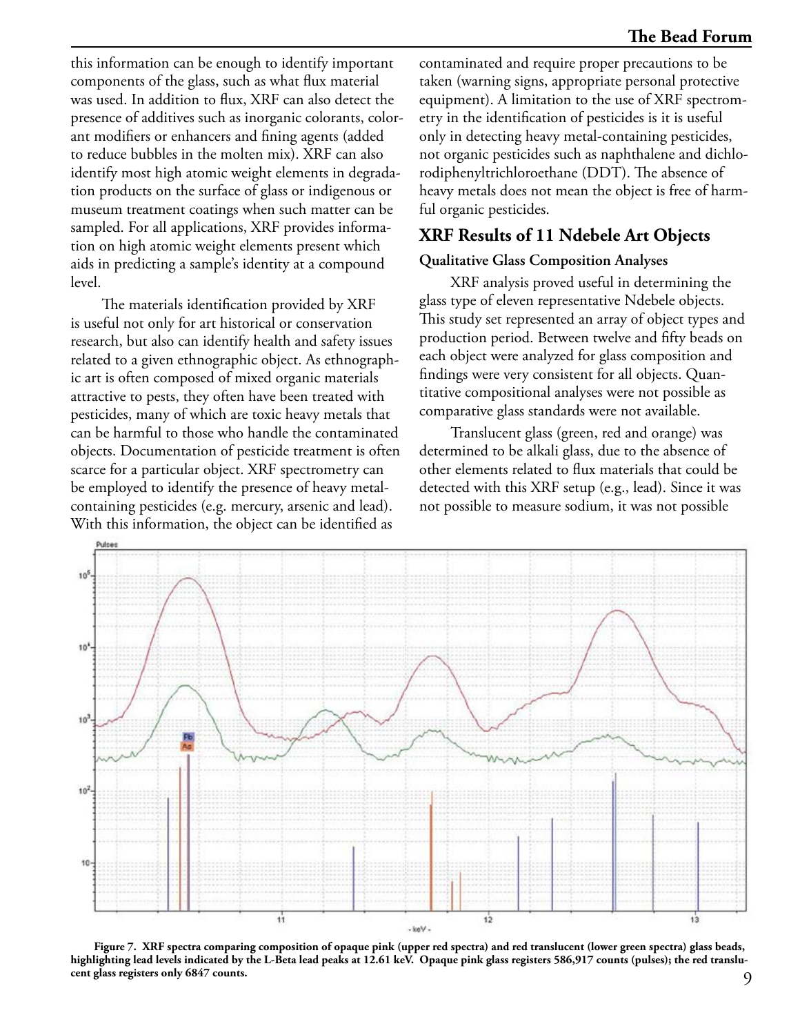this information can be enough to identify important components of the glass, such as what flux material was used. In addition to flux, XRF can also detect the presence of additives such as inorganic colorants, colorant modifiers or enhancers and fining agents (added to reduce bubbles in the molten mix). XRF can also identify most high atomic weight elements in degradation products on the surface of glass or indigenous or museum treatment coatings when such matter can be sampled. For all applications, XRF provides information on high atomic weight elements present which aids in predicting a sample's identity at a compound level.

The materials identification provided by XRF is useful not only for art historical or conservation research, but also can identify health and safety issues related to a given ethnographic object. As ethnographic art is often composed of mixed organic materials attractive to pests, they often have been treated with pesticides, many of which are toxic heavy metals that can be harmful to those who handle the contaminated objects. Documentation of pesticide treatment is often scarce for a particular object. XRF spectrometry can be employed to identify the presence of heavy metal-containing pesticides (e.g. mercury, arsenic and lead). With this information, the object can be identified as contaminated and require proper precautions to be taken (warning signs, appropriate personal protective equipment). A limitation to the use of XRF spectrometry in the identification of pesticides is it is useful only in detecting heavy metal-containing pesticides, not organic pesticides such as naphthalene and dichlorodiphenyltrichloroethane (DDT). The absence of heavy metals does not mean the object is free of harmful organic pesticides.

## XRF Results of 11 Ndebele Art Objects

### Qualitative Glass Composition Analyses

XRF analysis proved useful in determining the glass type of eleven representative Ndebele objects. This study set represented an array of object types and production period. Between twelve and fifty beads on each object were analyzed for glass composition and findings were very consistent for all objects. Quantitative compositional analyses were not possible as comparative glass standards were not available.

Translucent glass (green, red and orange) was determined to be alkali glass, due to the absence of other elements related to flux materials that could be detected with this XRF setup (e.g., lead). Since it was not possible to measure sodium, it was not possible

**Figure 7. XRF spectra comparing composition of opaque pink (upper red spectra) and red translucent (lower green spectra) glass beads, highlighting lead levels indicated by the L-Beta lead peaks at 12.61 keV. Opaque pink glass registers 586,917 counts (pulses); the red translucent glass registers only 6847 counts.**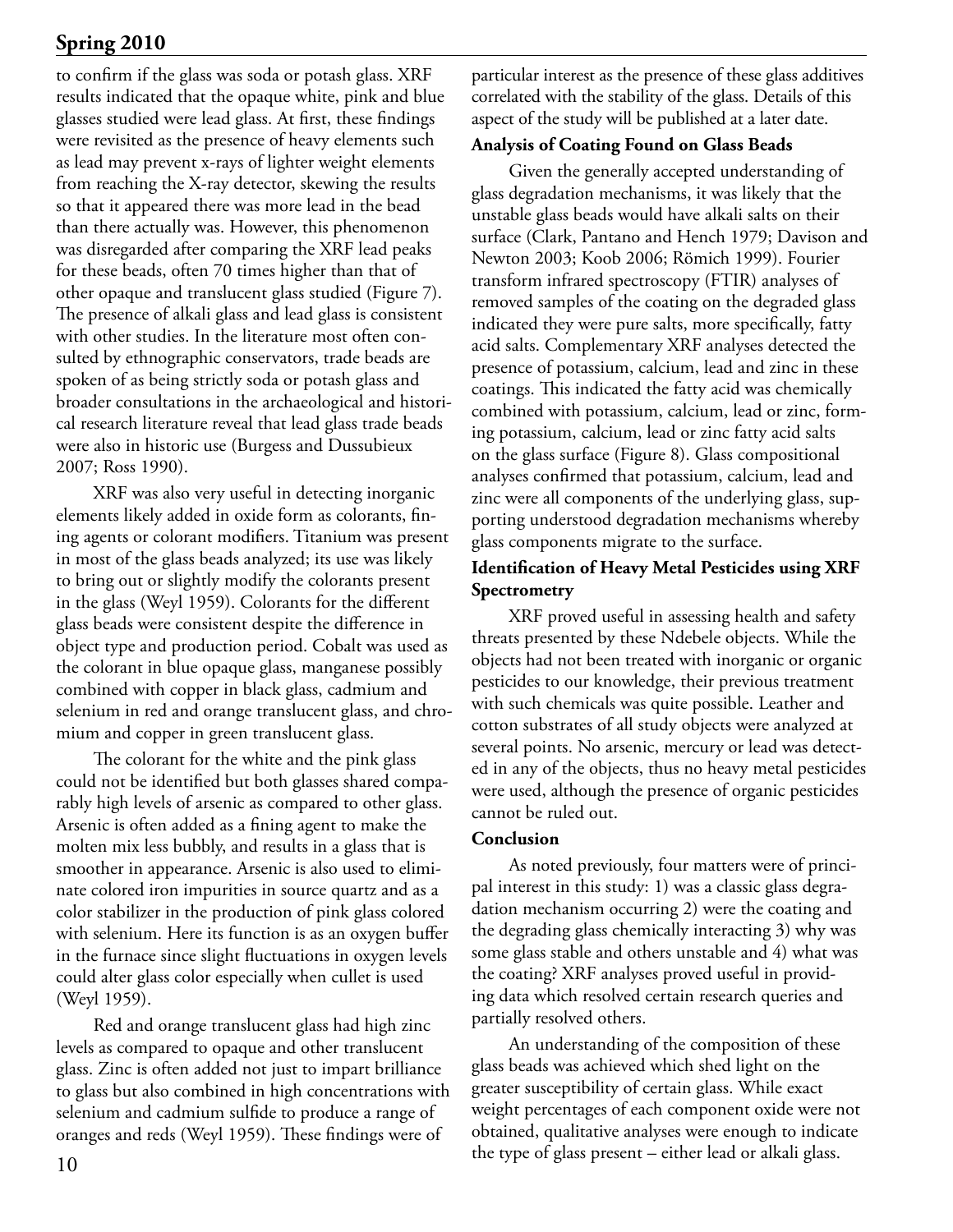to confirm if the glass was soda or potash glass. XRF results indicated that the opaque white, pink and blue glasses studied were lead glass. At first, these findings were revisited as the presence of heavy elements such as lead may prevent x-rays of lighter weight elements from reaching the X-ray detector, skewing the results so that it appeared there was more lead in the bead than there actually was. However, this phenomenon was disregarded after comparing the XRF lead peaks for these beads, often 70 times higher than that of other opaque and translucent glass studied (Figure 7). The presence of alkali glass and lead glass is consistent with other studies. In the literature most often consulted by ethnographic conservators, trade beads are spoken of as being strictly soda or potash glass and broader consultations in the archaeological and historical research literature reveal that lead glass trade beads were also in historic use (Burgess and Dussubieux 2007; Ross 1990).

XRF was also very useful in detecting inorganic elements likely added in oxide form as colorants, fining agents or colorant modifiers. Titanium was present in most of the glass beads analyzed; its use was likely to bring out or slightly modify the colorants present in the glass (Weyl 1959). Colorants for the different glass beads were consistent despite the difference in object type and production period. Cobalt was used as the colorant in blue opaque glass, manganese possibly combined with copper in black glass, cadmium and selenium in red and orange translucent glass, and chromium and copper in green translucent glass.

The colorant for the white and the pink glass could not be identified but both glasses shared comparably high levels of arsenic as compared to other glass. Arsenic is often added as a fining agent to make the molten mix less bubbly, and results in a glass that is smoother in appearance. Arsenic is also used to eliminate colored iron impurities in source quartz and as a color stabilizer in the production of pink glass colored with selenium. Here its function is as an oxygen buffer in the furnace since slight fluctuations in oxygen levels could alter glass color especially when cullet is used (Weyl 1959).

Red and orange translucent glass had high zinc levels as compared to opaque and other translucent glass. Zinc is often added not just to impart brilliance to glass but also combined in high concentrations with selenium and cadmium sulfide to produce a range of oranges and reds (Weyl 1959). These findings were of particular interest as the presence of these glass additives correlated with the stability of the glass. Details of this aspect of the study will be published at a later date.

**Analysis of Coating Found on Glass Beads**

Given the generally accepted understanding of glass degradation mechanisms, it was likely that the unstable glass beads would have alkali salts on their surface (Clark, Pantano and Hench 1979; Davison and Newton 2003; Koob 2006; Römich 1999). Fourier transform infrared spectroscopy (FTIR) analyses of removed samples of the coating on the degraded glass indicated they were pure salts, more specifically, fatty acid salts. Complementary XRF analyses detected the presence of potassium, calcium, lead and zinc in these coatings. This indicated the fatty acid was chemically combined with potassium, calcium, lead or zinc, forming potassium, calcium, lead or zinc fatty acid salts on the glass surface (Figure 8). Glass compositional analyses confirmed that potassium, calcium, lead and zinc were all components of the underlying glass, supporting understood degradation mechanisms whereby glass components migrate to the surface.

**Identification of Heavy Metal Pesticides using XRF Spectrometry**

XRF proved useful in assessing health and safety threats presented by these Ndebele objects. While the objects had not been treated with inorganic or organic pesticides to our knowledge, their previous treatment with such chemicals was quite possible. Leather and cotton substrates of all study objects were analyzed at several points. No arsenic, mercury or lead was detected in any of the objects, thus no heavy metal pesticides were used, although the presence of organic pesticides cannot be ruled out.

**Conclusion**

As noted previously, four matters were of principal interest in this study: 1) was a classic glass degradation mechanism occurring 2) were the coating and the degrading glass chemically interacting 3) why was some glass stable and others unstable and 4) what was the coating? XRF analyses proved useful in providing data which resolved certain research queries and partially resolved others.

An understanding of the composition of these glass beads was achieved which shed light on the greater susceptibility of certain glass. While exact weight percentages of each component oxide were not obtained, qualitative analyses were enough to indicate the type of glass present – either lead or alkali glass.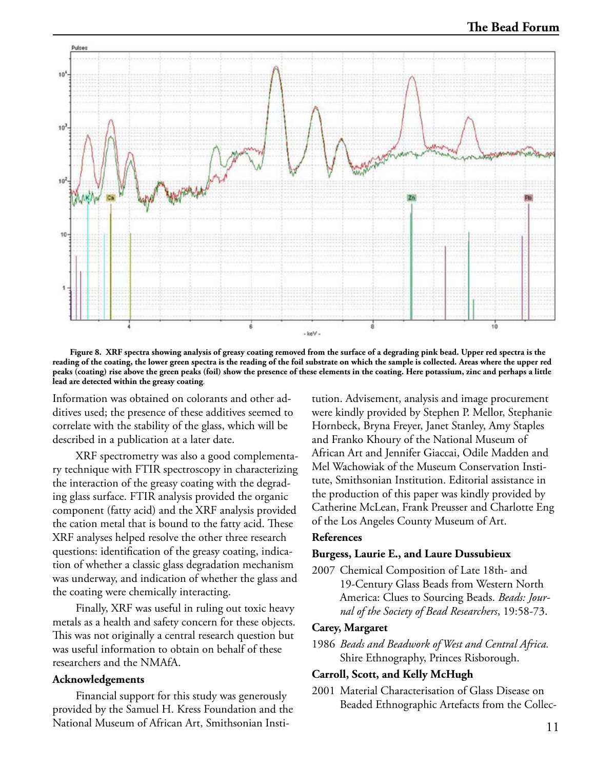Figure 8. XRF spectra showing analysis of greasy coating removed from the surface of a degrading pink bead. Upper red spectra is the reading of the coating, the lower green spectra is the reading of the foil substrate on which the sample is collected. Areas where the upper red peaks (coating) rise above the green peaks (foil) show the presence of these elements in the coating. Here potassium, zinc and perhaps a little lead are detected within the greasy coating.

Information was obtained on colorants and other additives used; the presence of these additives seemed to correlate with the stability of the glass, which will be described in a publication at a later date.

XRF spectrometry was also a good complementary technique with FTIR spectroscopy in characterizing the interaction of the greasy coating with the degrading glass surface. FTIR analysis provided the organic component (fatty acid) and the XRF analysis provided the cation metal that is bound to the fatty acid. These XRF analyses helped resolve the other three research questions: identification of the greasy coating, indication of whether a classic glass degradation mechanism was underway, and indication of whether the glass and the coating were chemically interacting.

Finally, XRF was useful in ruling out toxic heavy metals as a health and safety concern for these objects. This was not originally a central research question but was useful information to obtain on behalf of these researchers and the NMAfA.

### Acknowledgements

Financial support for this study was generously provided by the Samuel H. Kress Foundation and the National Museum of African Art, Smithsonian Institution. Advisement, analysis and image procurement were kindly provided by Stephen P. Mellor, Stephanie Hornbeck, Bryna Freyer, Janet Stanley, Amy Staples and Franko Khoury of the National Museum of African Art and Jennifer Giaccai, Odile Madden and Mel Wachowiak of the Museum Conservation Institute, Smithsonian Institution. Editorial assistance in the production of this paper was kindly provided by Catherine McLean, Frank Preusser and Charlotte Eng of the Los Angeles County Museum of Art.

### References

**Burgess, Laurie E., and Laure Dussubieux**

2007 Chemical Composition of Late 18th- and 19-Century Glass Beads from Western North America: Clues to Sourcing Beads. *Beads: Journal of the Society of Bead Researchers*, 19:58-73.

**Carey, Margaret**

1986 *Beads and Beadwork of West and Central Africa.* Shire Ethnography, Princes Risborough.

**Carroll, Scott, and Kelly McHugh**

2001 Material Characterisation of Glass Disease on Beaded Ethnographic Artefacts from the Collec-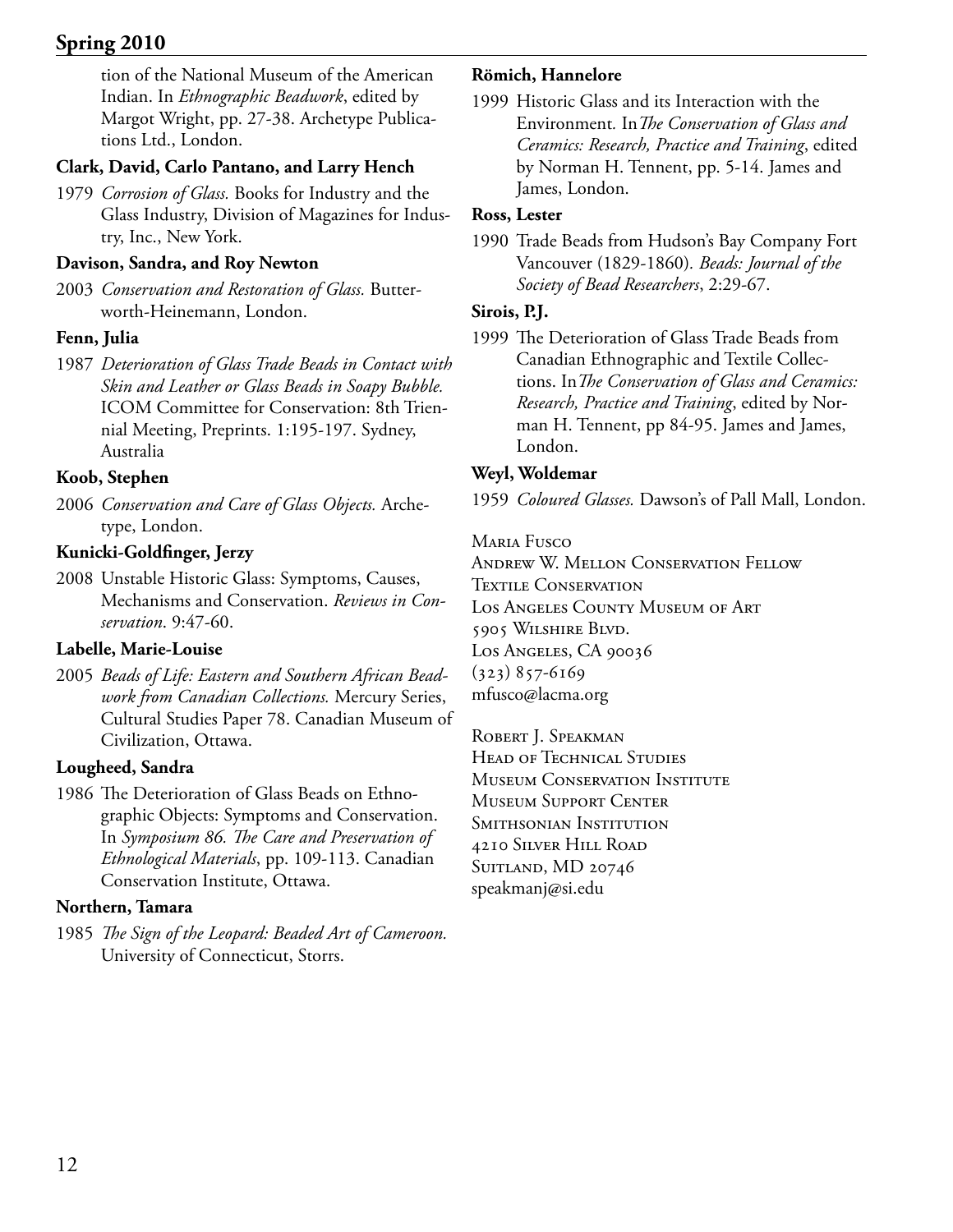tion of the National Museum of the American Indian. In *Ethnographic Beadwork*, edited by Margot Wright, pp. 27-38. Archetype Publications Ltd., London.

**Clark, David, Carlo Pantano, and Larry Hench**

1979 *Corrosion of Glass.* Books for Industry and the Glass Industry, Division of Magazines for Industry, Inc., New York.

**Davison, Sandra, and Roy Newton**

2003 *Conservation and Restoration of Glass.* Butterworth-Heinemann, London.

**Fenn, Julia**

1987 *Deterioration of Glass Trade Beads in Contact with Skin and Leather or Glass Beads in Soapy Bubble.* ICOM Committee for Conservation: 8th Triennial Meeting, Preprints. 1:195-197. Sydney, Australia

**Koob, Stephen**

2006 *Conservation and Care of Glass Objects.* Archetype, London.

**Kunicki-Goldfinger, Jerzy**

2008 Unstable Historic Glass: Symptoms, Causes, Mechanisms and Conservation. *Reviews in Conservation*. 9:47-60.

**Labelle, Marie-Louise**

2005 *Beads of Life: Eastern and Southern African Beadwork from Canadian Collections.* Mercury Series, Cultural Studies Paper 78. Canadian Museum of Civilization, Ottawa.

**Lougheed, Sandra**

1986 The Deterioration of Glass Beads on Ethnographic Objects: Symptoms and Conservation. In *Symposium 86. The Care and Preservation of Ethnological Materials*, pp. 109-113. Canadian Conservation Institute, Ottawa.

**Northern, Tamara**

1985 *The Sign of the Leopard: Beaded Art of Cameroon.* University of Connecticut, Storrs.

**Römich, Hannelore**

1999 Historic Glass and its Interaction with the Environment. In *The Conservation of Glass and Ceramics: Research, Practice and Training*, edited by Norman H. Tennent, pp. 5-14. James and James, London.

**Ross, Lester**

1990 Trade Beads from Hudson's Bay Company Fort Vancouver (1829-1860). *Beads: Journal of the Society of Bead Researchers*, 2:29-67.

**Sirois, P.J.**

1999 The Deterioration of Glass Trade Beads from Canadian Ethnographic and Textile Collections. In *The Conservation of Glass and Ceramics: Research, Practice and Training*, edited by Norman H. Tennent, pp 84-95. James and James, London.

**Weyl, Woldemar**

1959 *Coloured Glasses.* Dawson's of Pall Mall, London.

Maria Fusco
Andrew W. Mellon Conservation Fellow
Textile Conservation
Los Angeles County Museum of Art
5905 Wilshire Blvd.
Los Angeles, CA 90036
(323) 857-6169
mfusco@lacma.org

Robert J. Speakman
Head of Technical Studies
Museum Conservation Institute
Museum Support Center
Smithsonian Institution
4210 Silver Hill Road
Suitland, MD 20746
speakmanj@si.edu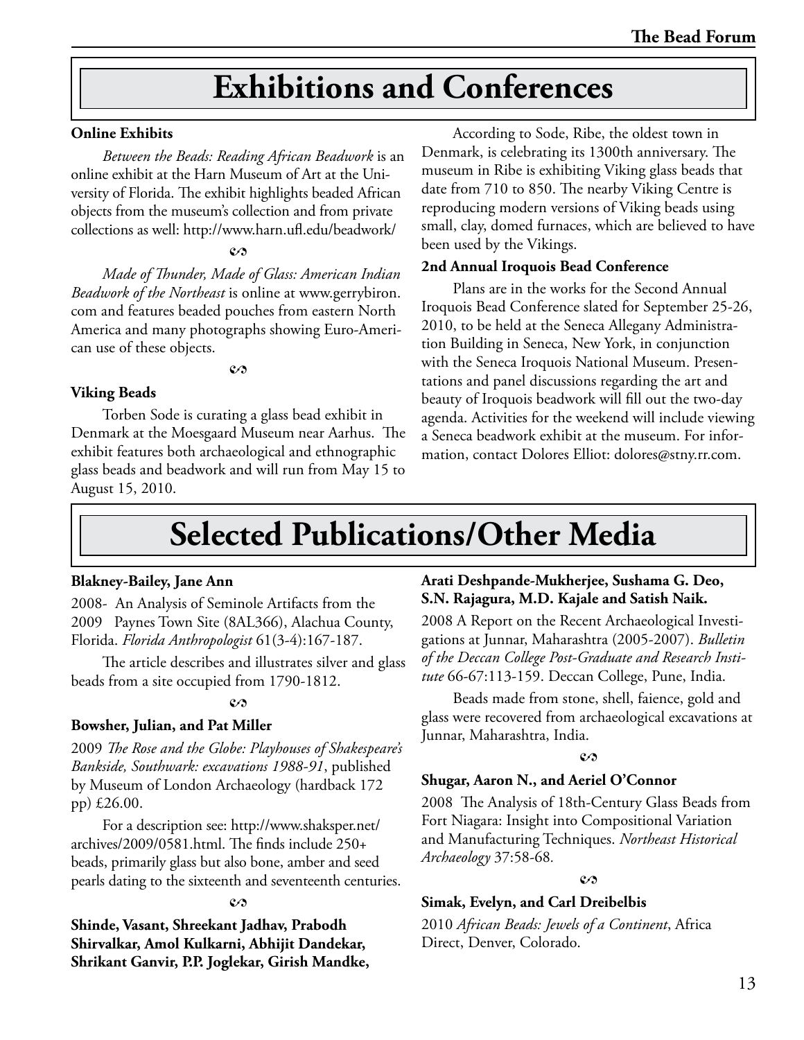# Exhibitions and Conferences

**Online Exhibits**

*Between the Beads: Reading African Beadwork* is an online exhibit at the Harn Museum of Art at the University of Florida. The exhibit highlights beaded African objects from the museum's collection and from private collections as well: http://www.harn.ufl.edu/beadwork/

*Made of Thunder, Made of Glass: American Indian Beadwork of the Northeast* is online at www.gerrybiron.com and features beaded pouches from eastern North America and many photographs showing Euro-American use of these objects.

**Viking Beads**

Torben Sode is curating a glass bead exhibit in Denmark at the Moesgaard Museum near Aarhus. The exhibit features both archaeological and ethnographic glass beads and beadwork and will run from May 15 to August 15, 2010.

According to Sode, Ribe, the oldest town in Denmark, is celebrating its 1300th anniversary. The museum in Ribe is exhibiting Viking glass beads that date from 710 to 850. The nearby Viking Centre is reproducing modern versions of Viking beads using small, clay, domed furnaces, which are believed to have been used by the Vikings.

**2nd Annual Iroquois Bead Conference**

Plans are in the works for the Second Annual Iroquois Bead Conference slated for September 25-26, 2010, to be held at the Seneca Allegany Administration Building in Seneca, New York, in conjunction with the Seneca Iroquois National Museum. Presentations and panel discussions regarding the art and beauty of Iroquois beadwork will fill out the two-day agenda. Activities for the weekend will include viewing a Seneca beadwork exhibit at the museum. For information, contact Dolores Elliot: dolores@stny.rr.com.

# Selected Publications/Other Media

**Blakney-Bailey, Jane Ann**

2008-2009 An Analysis of Seminole Artifacts from the Paynes Town Site (8AL366), Alachua County, Florida. *Florida Anthropologist* 61(3-4):167-187.

The article describes and illustrates silver and glass beads from a site occupied from 1790-1812.

**Bowsher, Julian, and Pat Miller**

2009 *The Rose and the Globe: Playhouses of Shakespeare's Bankside, Southwark: excavations 1988-91*, published by Museum of London Archaeology (hardback 172 pp) £26.00.

For a description see: http://www.shaksper.net/archives/2009/0581.html. The finds include 250+ beads, primarily glass but also bone, amber and seed pearls dating to the sixteenth and seventeenth centuries.

**Shinde, Vasant, Shreekant Jadhav, Prabodh Shirvalkar, Amol Kulkarni, Abhijit Dandekar, Shrikant Ganvir, P.P. Joglekar, Girish Mandke, Arati Deshpande-Mukherjee, Sushama G. Deo, S.N. Rajagura, M.D. Kajale and Satish Naik.**

2008 A Report on the Recent Archaeological Investigations at Junnar, Maharashtra (2005-2007). *Bulletin of the Deccan College Post-Graduate and Research Institute* 66-67:113-159. Deccan College, Pune, India.

Beads made from stone, shell, faience, gold and glass were recovered from archaeological excavations at Junnar, Maharashtra, India.

**Shugar, Aaron N., and Aeriel O'Connor**

2008 The Analysis of 18th-Century Glass Beads from Fort Niagara: Insight into Compositional Variation and Manufacturing Techniques. *Northeast Historical Archaeology* 37:58-68.

**Simak, Evelyn, and Carl Dreibelbis**

2010 *African Beads: Jewels of a Continent*, Africa Direct, Denver, Colorado.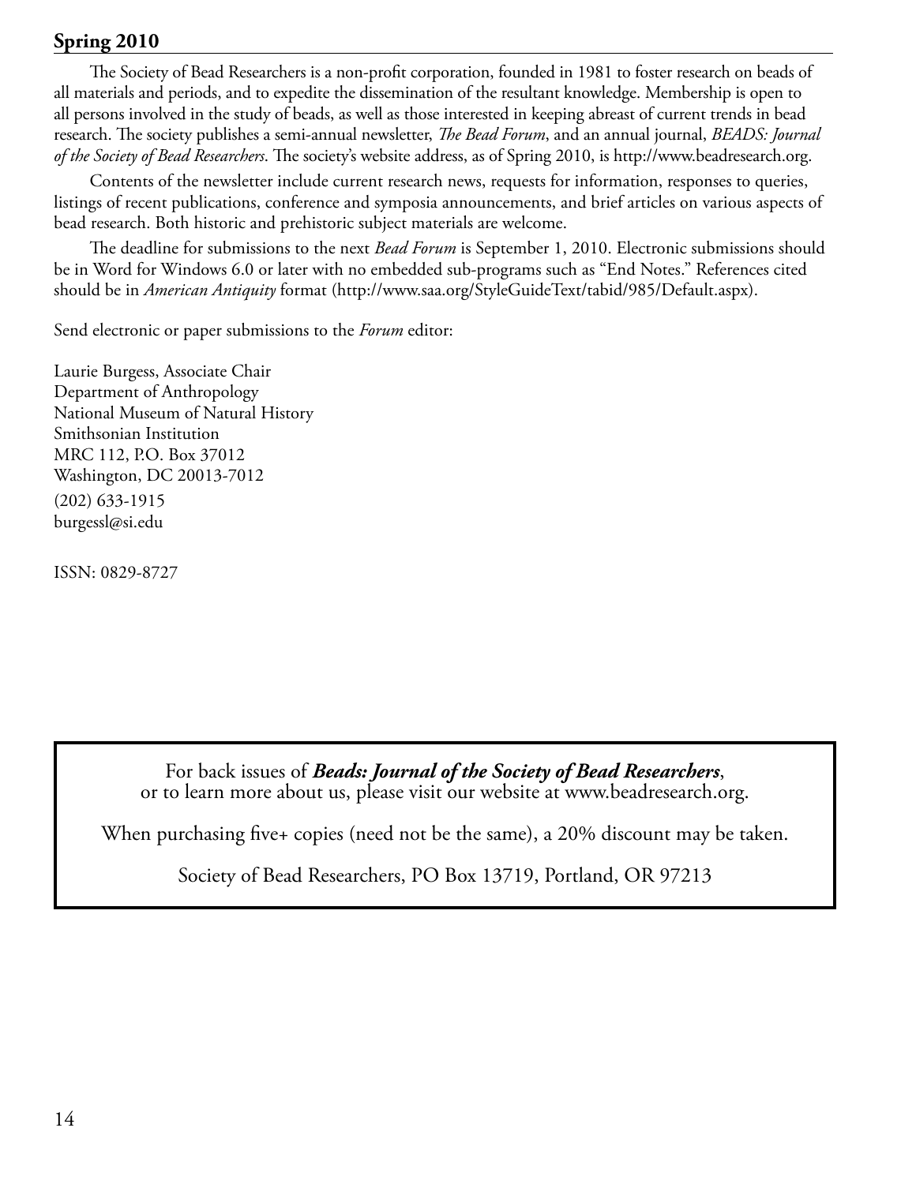The Society of Bead Researchers is a non-profit corporation, founded in 1981 to foster research on beads of all materials and periods, and to expedite the dissemination of the resultant knowledge. Membership is open to all persons involved in the study of beads, as well as those interested in keeping abreast of current trends in bead research. The society publishes a semi-annual newsletter, *The Bead Forum*, and an annual journal, *BEADS: Journal of the Society of Bead Researchers*. The society's website address, as of Spring 2010, is http://www.beadresearch.org.

Contents of the newsletter include current research news, requests for information, responses to queries, listings of recent publications, conference and symposia announcements, and brief articles on various aspects of bead research. Both historic and prehistoric subject materials are welcome.

The deadline for submissions to the next *Bead Forum* is September 1, 2010. Electronic submissions should be in Word for Windows 6.0 or later with no embedded sub-programs such as "End Notes." References cited should be in *American Antiquity* format (http://www.saa.org/StyleGuideText/tabid/985/Default.aspx).

Send electronic or paper submissions to the *Forum* editor:

Laurie Burgess, Associate Chair
Department of Anthropology
National Museum of Natural History
Smithsonian Institution
MRC 112, P.O. Box 37012
Washington, DC 20013-7012
(202) 633-1915
burgessl@si.edu

ISSN: 0829-8727

For back issues of ***Beads: Journal of the Society of Bead Researchers***, or to learn more about us, please visit our website at www.beadresearch.org.

When purchasing five+ copies (need not be the same), a 20% discount may be taken.

Society of Bead Researchers, PO Box 13719, Portland, OR 97213